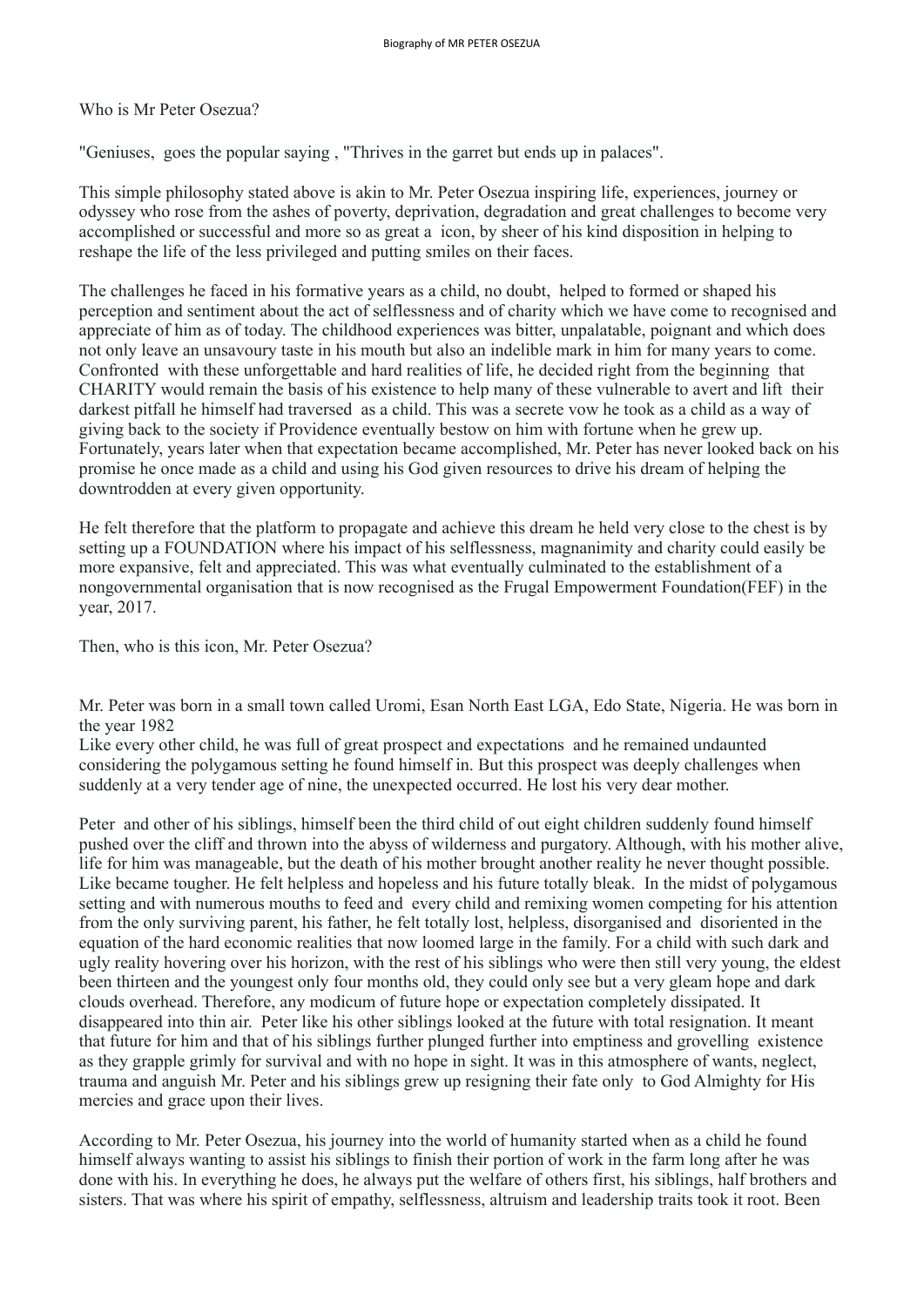Who is Mr Peter Osezua?

"Geniuses,  goes the popular saying , "Thrives in the garret but ends up in palaces".

This simple philosophy stated above is akin to Mr. Peter Osezua inspiring life, experiences, journey or odyssey who rose from the ashes of poverty, deprivation, degradation and great challenges to become very accomplished or successful and more so as great a  icon, by sheer of his kind disposition in helping to reshape the life of the less privileged and putting smiles on their faces.

The challenges he faced in his formative years as a child, no doubt,  helped to formed or shaped his perception and sentiment about the act of selflessness and of charity which we have come to recognised and appreciate of him as of today. The childhood experiences was bitter, unpalatable, poignant and which does not only leave an unsavoury taste in his mouth but also an indelible mark in him for many years to come. Confronted  with these unforgettable and hard realities of life, he decided right from the beginning  that CHARITY would remain the basis of his existence to help many of these vulnerable to avert and lift  their darkest pitfall he himself had traversed  as a child. This was a secrete vow he took as a child as a way of giving back to the society if Providence eventually bestow on him with fortune when he grew up. Fortunately, years later when that expectation became accomplished, Mr. Peter has never looked back on his promise he once made as a child and using his God given resources to drive his dream of helping the downtrodden at every given opportunity.

He felt therefore that the platform to propagate and achieve this dream he held very close to the chest is by setting up a FOUNDATION where his impact of his selflessness, magnanimity and charity could easily be more expansive, felt and appreciated. This was what eventually culminated to the establishment of a nongovernmental organisation that is now recognised as the Frugal Empowerment Foundation(FEF) in the year, 2017.

Then, who is this icon, Mr. Peter Osezua?

Mr. Peter was born in a small town called Uromi, Esan North East LGA, Edo State, Nigeria. He was born in the year 1982
Like every other child, he was full of great prospect and expectations  and he remained undaunted considering the polygamous setting he found himself in. But this prospect was deeply challenges when suddenly at a very tender age of nine, the unexpected occurred. He lost his very dear mother.

Peter  and other of his siblings, himself been the third child of out eight children suddenly found himself pushed over the cliff and thrown into the abyss of wilderness and purgatory. Although, with his mother alive, life for him was manageable, but the death of his mother brought another reality he never thought possible. Like became tougher. He felt helpless and hopeless and his future totally bleak.  In the midst of polygamous setting and with numerous mouths to feed and  every child and remixing women competing for his attention from the only surviving parent, his father, he felt totally lost, helpless, disorganised and  disoriented in the equation of the hard economic realities that now loomed large in the family. For a child with such dark and ugly reality hovering over his horizon, with the rest of his siblings who were then still very young, the eldest been thirteen and the youngest only four months old, they could only see but a very gleam hope and dark clouds overhead. Therefore, any modicum of future hope or expectation completely dissipated. It disappeared into thin air.  Peter like his other siblings looked at the future with total resignation. It meant that future for him and that of his siblings further plunged further into emptiness and grovelling  existence as they grapple grimly for survival and with no hope in sight. It was in this atmosphere of wants, neglect, trauma and anguish Mr. Peter and his siblings grew up resigning their fate only  to God Almighty for His mercies and grace upon their lives.

According to Mr. Peter Osezua, his journey into the world of humanity started when as a child he found himself always wanting to assist his siblings to finish their portion of work in the farm long after he was done with his. In everything he does, he always put the welfare of others first, his siblings, half brothers and sisters. That was where his spirit of empathy, selflessness, altruism and leadership traits took it root. Been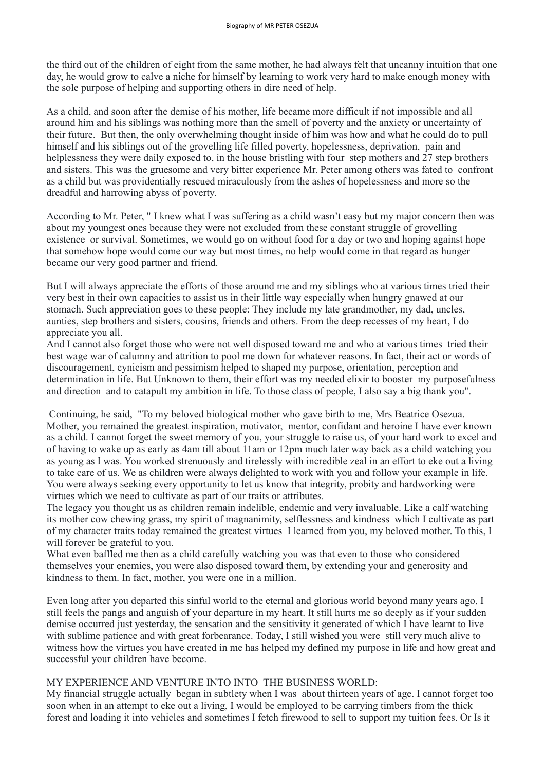the third out of the children of eight from the same mother, he had always felt that uncanny intuition that one day, he would grow to calve a niche for himself by learning to work very hard to make enough money with the sole purpose of helping and supporting others in dire need of help.

As a child, and soon after the demise of his mother, life became more difficult if not impossible and all around him and his siblings was nothing more than the smell of poverty and the anxiety or uncertainty of their future. But then, the only overwhelming thought inside of him was how and what he could do to pull himself and his siblings out of the grovelling life filled poverty, hopelessness, deprivation, pain and helplessness they were daily exposed to, in the house bristling with four step mothers and 27 step brothers and sisters. This was the gruesome and very bitter experience Mr. Peter among others was fated to confront as a child but was providentially rescued miraculously from the ashes of hopelessness and more so the dreadful and harrowing abyss of poverty.

According to Mr. Peter, " I knew what I was suffering as a child wasn't easy but my major concern then was about my youngest ones because they were not excluded from these constant struggle of grovelling existence or survival. Sometimes, we would go on without food for a day or two and hoping against hope that somehow hope would come our way but most times, no help would come in that regard as hunger became our very good partner and friend.

But I will always appreciate the efforts of those around me and my siblings who at various times tried their very best in their own capacities to assist us in their little way especially when hungry gnawed at our stomach. Such appreciation goes to these people: They include my late grandmother, my dad, uncles, aunties, step brothers and sisters, cousins, friends and others. From the deep recesses of my heart, I do appreciate you all.
And I cannot also forget those who were not well disposed toward me and who at various times tried their best wage war of calumny and attrition to pool me down for whatever reasons. In fact, their act or words of discouragement, cynicism and pessimism helped to shaped my purpose, orientation, perception and determination in life. But Unknown to them, their effort was my needed elixir to booster my purposefulness and direction and to catapult my ambition in life. To those class of people, I also say a big thank you".

Continuing, he said, "To my beloved biological mother who gave birth to me, Mrs Beatrice Osezua. Mother, you remained the greatest inspiration, motivator, mentor, confidant and heroine I have ever known as a child. I cannot forget the sweet memory of you, your struggle to raise us, of your hard work to excel and of having to wake up as early as 4am till about 11am or 12pm much later way back as a child watching you as young as I was. You worked strenuously and tirelessly with incredible zeal in an effort to eke out a living to take care of us. We as children were always delighted to work with you and follow your example in life. You were always seeking every opportunity to let us know that integrity, probity and hardworking were virtues which we need to cultivate as part of our traits or attributes.
The legacy you thought us as children remain indelible, endemic and very invaluable. Like a calf watching its mother cow chewing grass, my spirit of magnanimity, selflessness and kindness which I cultivate as part of my character traits today remained the greatest virtues I learned from you, my beloved mother. To this, I will forever be grateful to you.
What even baffled me then as a child carefully watching you was that even to those who considered themselves your enemies, you were also disposed toward them, by extending your and generosity and kindness to them. In fact, mother, you were one in a million.

Even long after you departed this sinful world to the eternal and glorious world beyond many years ago, I still feels the pangs and anguish of your departure in my heart. It still hurts me so deeply as if your sudden demise occurred just yesterday, the sensation and the sensitivity it generated of which I have learnt to live with sublime patience and with great forbearance. Today, I still wished you were still very much alive to witness how the virtues you have created in me has helped my defined my purpose in life and how great and successful your children have become.

MY EXPERIENCE AND VENTURE INTO INTO THE BUSINESS WORLD:
My financial struggle actually began in subtlety when I was about thirteen years of age. I cannot forget too soon when in an attempt to eke out a living, I would be employed to be carrying timbers from the thick forest and loading it into vehicles and sometimes I fetch firewood to sell to support my tuition fees. Or Is it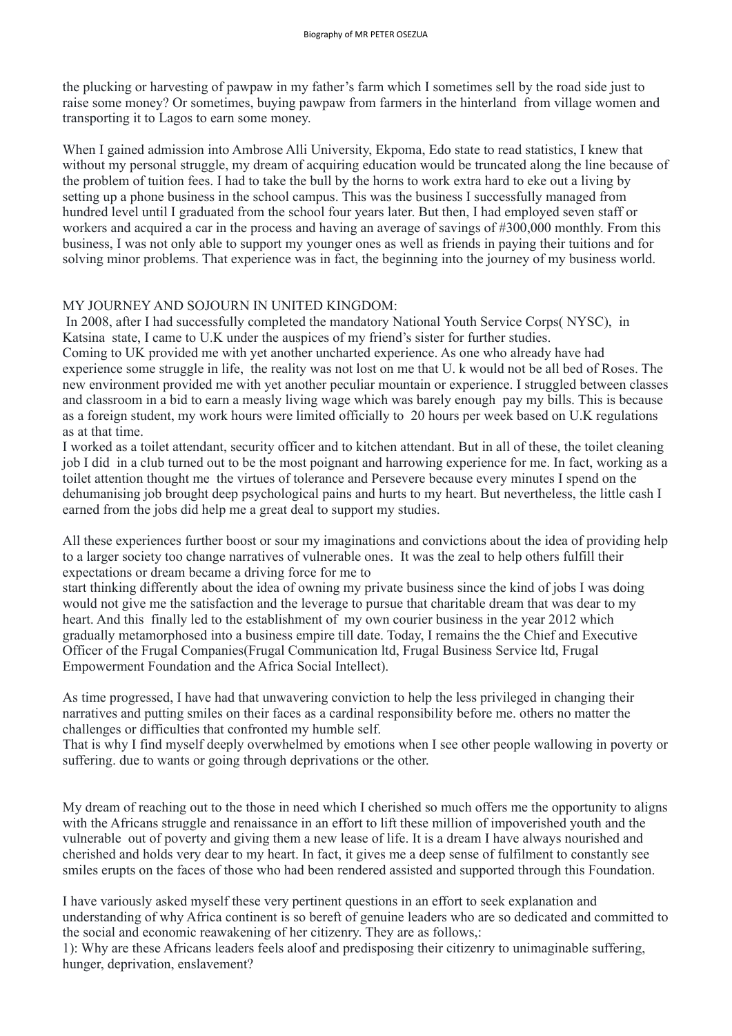the plucking or harvesting of pawpaw in my father's farm which I sometimes sell by the road side just to raise some money? Or sometimes, buying pawpaw from farmers in the hinterland from village women and transporting it to Lagos to earn some money.

When I gained admission into Ambrose Alli University, Ekpoma, Edo state to read statistics, I knew that without my personal struggle, my dream of acquiring education would be truncated along the line because of the problem of tuition fees. I had to take the bull by the horns to work extra hard to eke out a living by setting up a phone business in the school campus. This was the business I successfully managed from hundred level until I graduated from the school four years later. But then, I had employed seven staff or workers and acquired a car in the process and having an average of savings of #300,000 monthly. From this business, I was not only able to support my younger ones as well as friends in paying their tuitions and for solving minor problems. That experience was in fact, the beginning into the journey of my business world.

MY JOURNEY AND SOJOURN IN UNITED KINGDOM:

In 2008, after I had successfully completed the mandatory National Youth Service Corps( NYSC), in Katsina state, I came to U.K under the auspices of my friend's sister for further studies.
Coming to UK provided me with yet another uncharted experience. As one who already have had experience some struggle in life, the reality was not lost on me that U. k would not be all bed of Roses. The new environment provided me with yet another peculiar mountain or experience. I struggled between classes and classroom in a bid to earn a measly living wage which was barely enough pay my bills. This is because as a foreign student, my work hours were limited officially to 20 hours per week based on U.K regulations as at that time.
I worked as a toilet attendant, security officer and to kitchen attendant. But in all of these, the toilet cleaning job I did in a club turned out to be the most poignant and harrowing experience for me. In fact, working as a toilet attention thought me the virtues of tolerance and Persevere because every minutes I spend on the dehumanising job brought deep psychological pains and hurts to my heart. But nevertheless, the little cash I earned from the jobs did help me a great deal to support my studies.

All these experiences further boost or sour my imaginations and convictions about the idea of providing help to a larger society too change narratives of vulnerable ones. It was the zeal to help others fulfill their expectations or dream became a driving force for me to
start thinking differently about the idea of owning my private business since the kind of jobs I was doing would not give me the satisfaction and the leverage to pursue that charitable dream that was dear to my heart. And this finally led to the establishment of my own courier business in the year 2012 which gradually metamorphosed into a business empire till date. Today, I remains the the Chief and Executive Officer of the Frugal Companies(Frugal Communication ltd, Frugal Business Service ltd, Frugal Empowerment Foundation and the Africa Social Intellect).

As time progressed, I have had that unwavering conviction to help the less privileged in changing their narratives and putting smiles on their faces as a cardinal responsibility before me. others no matter the challenges or difficulties that confronted my humble self.
That is why I find myself deeply overwhelmed by emotions when I see other people wallowing in poverty or suffering. due to wants or going through deprivations or the other.

My dream of reaching out to the those in need which I cherished so much offers me the opportunity to aligns with the Africans struggle and renaissance in an effort to lift these million of impoverished youth and the vulnerable out of poverty and giving them a new lease of life. It is a dream I have always nourished and cherished and holds very dear to my heart. In fact, it gives me a deep sense of fulfilment to constantly see smiles erupts on the faces of those who had been rendered assisted and supported through this Foundation.

I have variously asked myself these very pertinent questions in an effort to seek explanation and understanding of why Africa continent is so bereft of genuine leaders who are so dedicated and committed to the social and economic reawakening of her citizenry. They are as follows,:
1): Why are these Africans leaders feels aloof and predisposing their citizenry to unimaginable suffering, hunger, deprivation, enslavement?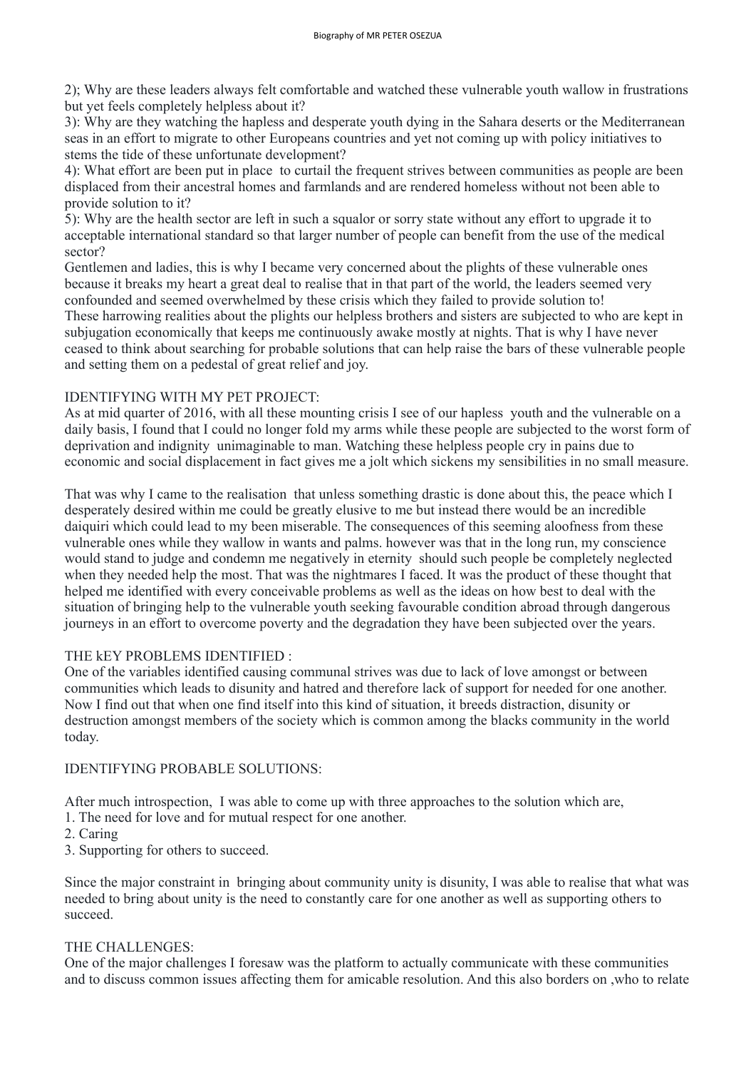2); Why are these leaders always felt comfortable and watched these vulnerable youth wallow in frustrations but yet feels completely helpless about it?

3): Why are they watching the hapless and desperate youth dying in the Sahara deserts or the Mediterranean seas in an effort to migrate to other Europeans countries and yet not coming up with policy initiatives to stems the tide of these unfortunate development?

4): What effort are been put in place to curtail the frequent strives between communities as people are been displaced from their ancestral homes and farmlands and are rendered homeless without not been able to provide solution to it?

5): Why are the health sector are left in such a squalor or sorry state without any effort to upgrade it to acceptable international standard so that larger number of people can benefit from the use of the medical sector?

Gentlemen and ladies, this is why I became very concerned about the plights of these vulnerable ones because it breaks my heart a great deal to realise that in that part of the world, the leaders seemed very confounded and seemed overwhelmed by these crisis which they failed to provide solution to!

These harrowing realities about the plights our helpless brothers and sisters are subjected to who are kept in subjugation economically that keeps me continuously awake mostly at nights. That is why I have never ceased to think about searching for probable solutions that can help raise the bars of these vulnerable people and setting them on a pedestal of great relief and joy.

IDENTIFYING WITH MY PET PROJECT:

As at mid quarter of 2016, with all these mounting crisis I see of our hapless youth and the vulnerable on a daily basis, I found that I could no longer fold my arms while these people are subjected to the worst form of deprivation and indignity unimaginable to man. Watching these helpless people cry in pains due to economic and social displacement in fact gives me a jolt which sickens my sensibilities in no small measure.

That was why I came to the realisation that unless something drastic is done about this, the peace which I desperately desired within me could be greatly elusive to me but instead there would be an incredible daiquiri which could lead to my been miserable. The consequences of this seeming aloofness from these vulnerable ones while they wallow in wants and palms. however was that in the long run, my conscience would stand to judge and condemn me negatively in eternity should such people be completely neglected when they needed help the most. That was the nightmares I faced. It was the product of these thought that helped me identified with every conceivable problems as well as the ideas on how best to deal with the situation of bringing help to the vulnerable youth seeking favourable condition abroad through dangerous journeys in an effort to overcome poverty and the degradation they have been subjected over the years.

THE kEY PROBLEMS IDENTIFIED :

One of the variables identified causing communal strives was due to lack of love amongst or between communities which leads to disunity and hatred and therefore lack of support for needed for one another. Now I find out that when one find itself into this kind of situation, it breeds distraction, disunity or destruction amongst members of the society which is common among the blacks community in the world today.

IDENTIFYING PROBABLE SOLUTIONS:

After much introspection, I was able to come up with three approaches to the solution which are,

1. The need for love and for mutual respect for one another.
2. Caring
3. Supporting for others to succeed.

Since the major constraint in bringing about community unity is disunity, I was able to realise that what was needed to bring about unity is the need to constantly care for one another as well as supporting others to succeed.

THE CHALLENGES:

One of the major challenges I foresaw was the platform to actually communicate with these communities and to discuss common issues affecting them for amicable resolution. And this also borders on ,who to relate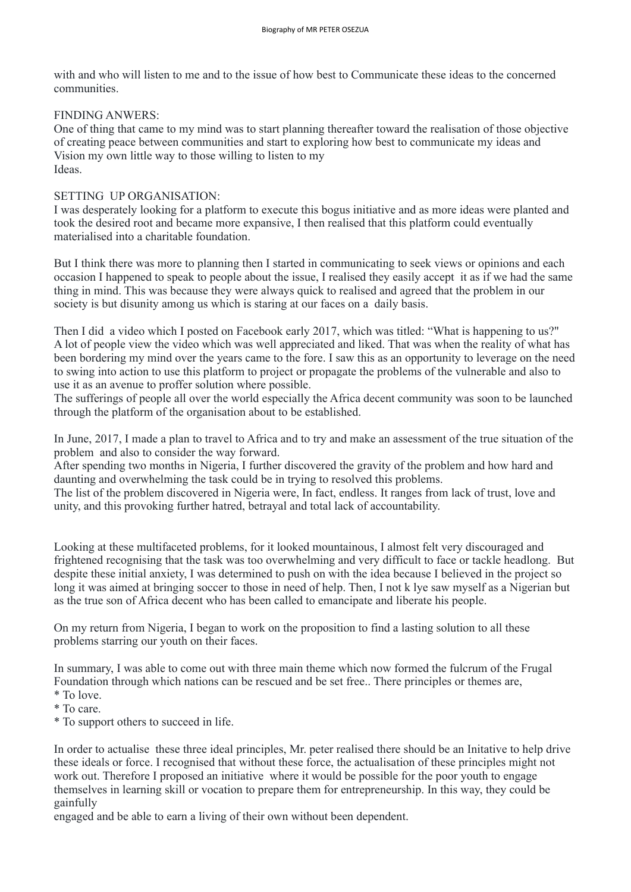with and who will listen to me and to the issue of how best to Communicate these ideas to the concerned communities.

FINDING ANWERS:
One of thing that came to my mind was to start planning thereafter toward the realisation of those objective of creating peace between communities and start to exploring how best to communicate my ideas and Vision my own little way to those willing to listen to my Ideas.

SETTING UP ORGANISATION:
I was desperately looking for a platform to execute this bogus initiative and as more ideas were planted and took the desired root and became more expansive, I then realised that this platform could eventually materialised into a charitable foundation.

But I think there was more to planning then I started in communicating to seek views or opinions and each occasion I happened to speak to people about the issue, I realised they easily accept it as if we had the same thing in mind. This was because they were always quick to realised and agreed that the problem in our society is but disunity among us which is staring at our faces on a daily basis.

Then I did a video which I posted on Facebook early 2017, which was titled: "What is happening to us?" A lot of people view the video which was well appreciated and liked. That was when the reality of what has been bordering my mind over the years came to the fore. I saw this as an opportunity to leverage on the need to swing into action to use this platform to project or propagate the problems of the vulnerable and also to use it as an avenue to proffer solution where possible.
The sufferings of people all over the world especially the Africa decent community was soon to be launched through the platform of the organisation about to be established.

In June, 2017, I made a plan to travel to Africa and to try and make an assessment of the true situation of the problem and also to consider the way forward.
After spending two months in Nigeria, I further discovered the gravity of the problem and how hard and daunting and overwhelming the task could be in trying to resolved this problems.
The list of the problem discovered in Nigeria were, In fact, endless. It ranges from lack of trust, love and unity, and this provoking further hatred, betrayal and total lack of accountability.

Looking at these multifaceted problems, for it looked mountainous, I almost felt very discouraged and frightened recognising that the task was too overwhelming and very difficult to face or tackle headlong. But despite these initial anxiety, I was determined to push on with the idea because I believed in the project so long it was aimed at bringing soccer to those in need of help. Then, I not k lye saw myself as a Nigerian but as the true son of Africa decent who has been called to emancipate and liberate his people.

On my return from Nigeria, I began to work on the proposition to find a lasting solution to all these problems starring our youth on their faces.

In summary, I was able to come out with three main theme which now formed the fulcrum of the Frugal Foundation through which nations can be rescued and be set free.. There principles or themes are,

* To love.
* To care.
* To support others to succeed in life.

In order to actualise these three ideal principles, Mr. peter realised there should be an Initative to help drive these ideals or force. I recognised that without these force, the actualisation of these principles might not work out. Therefore I proposed an initiative where it would be possible for the poor youth to engage themselves in learning skill or vocation to prepare them for entrepreneurship. In this way, they could be gainfully engaged and be able to earn a living of their own without been dependent.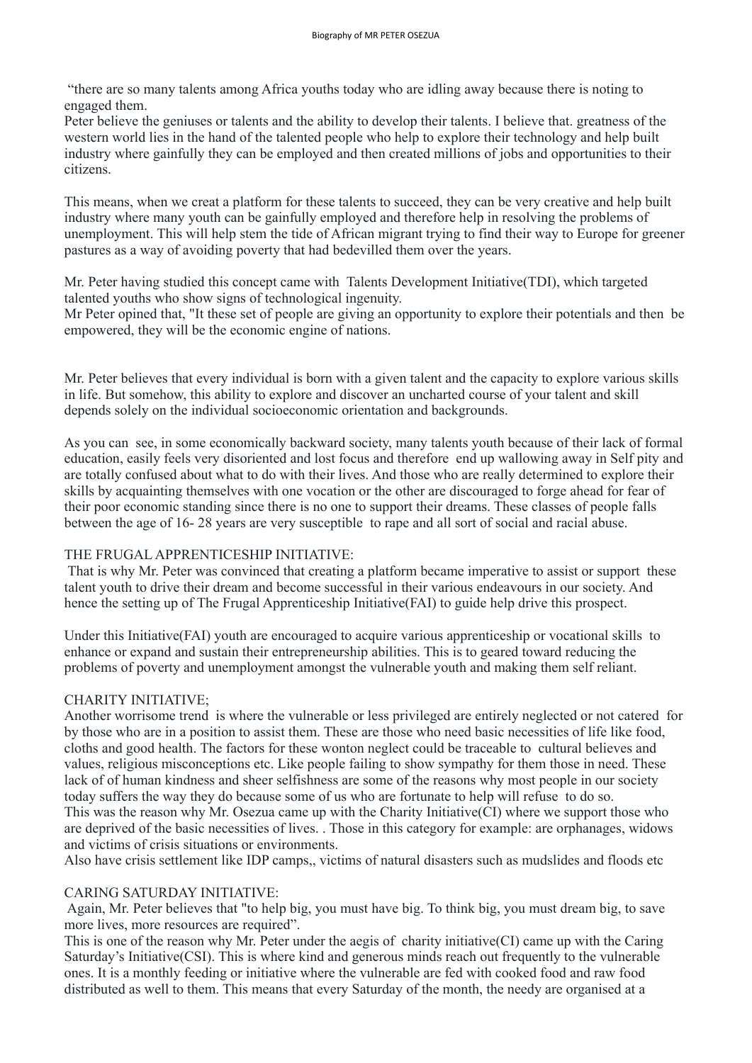"there are so many talents among Africa youths today who are idling away because there is noting to engaged them.
Peter believe the geniuses or talents and the ability to develop their talents. I believe that. greatness of the western world lies in the hand of the talented people who help to explore their technology and help built industry where gainfully they can be employed and then created millions of jobs and opportunities to their citizens.

This means, when we creat a platform for these talents to succeed, they can be very creative and help built industry where many youth can be gainfully employed and therefore help in resolving the problems of unemployment. This will help stem the tide of African migrant trying to find their way to Europe for greener pastures as a way of avoiding poverty that had bedevilled them over the years.

Mr. Peter having studied this concept came with Talents Development Initiative(TDI), which targeted talented youths who show signs of technological ingenuity.
Mr Peter opined that, "It these set of people are giving an opportunity to explore their potentials and then be empowered, they will be the economic engine of nations.

Mr. Peter believes that every individual is born with a given talent and the capacity to explore various skills in life. But somehow, this ability to explore and discover an uncharted course of your talent and skill depends solely on the individual socioeconomic orientation and backgrounds.

As you can see, in some economically backward society, many talents youth because of their lack of formal education, easily feels very disoriented and lost focus and therefore end up wallowing away in Self pity and are totally confused about what to do with their lives. And those who are really determined to explore their skills by acquainting themselves with one vocation or the other are discouraged to forge ahead for fear of their poor economic standing since there is no one to support their dreams. These classes of people falls between the age of 16- 28 years are very susceptible to rape and all sort of social and racial abuse.

## THE FRUGAL APPRENTICESHIP INITIATIVE:

That is why Mr. Peter was convinced that creating a platform became imperative to assist or support these talent youth to drive their dream and become successful in their various endeavours in our society. And hence the setting up of The Frugal Apprenticeship Initiative(FAI) to guide help drive this prospect.

Under this Initiative(FAI) youth are encouraged to acquire various apprenticeship or vocational skills to enhance or expand and sustain their entrepreneurship abilities. This is to geared toward reducing the problems of poverty and unemployment amongst the vulnerable youth and making them self reliant.

## CHARITY INITIATIVE;

Another worrisome trend is where the vulnerable or less privileged are entirely neglected or not catered for by those who are in a position to assist them. These are those who need basic necessities of life like food, cloths and good health. The factors for these wonton neglect could be traceable to cultural believes and values, religious misconceptions etc. Like people failing to show sympathy for them those in need. These lack of of human kindness and sheer selfishness are some of the reasons why most people in our society today suffers the way they do because some of us who are fortunate to help will refuse to do so.
This was the reason why Mr. Osezua came up with the Charity Initiative(CI) where we support those who are deprived of the basic necessities of lives. . Those in this category for example: are orphanages, widows and victims of crisis situations or environments.
Also have crisis settlement like IDP camps,, victims of natural disasters such as mudslides and floods etc

## CARING SATURDAY INITIATIVE:

Again, Mr. Peter believes that "to help big, you must have big. To think big, you must dream big, to save more lives, more resources are required".
This is one of the reason why Mr. Peter under the aegis of charity initiative(CI) came up with the Caring Saturday's Initiative(CSI). This is where kind and generous minds reach out frequently to the vulnerable ones. It is a monthly feeding or initiative where the vulnerable are fed with cooked food and raw food distributed as well to them. This means that every Saturday of the month, the needy are organised at a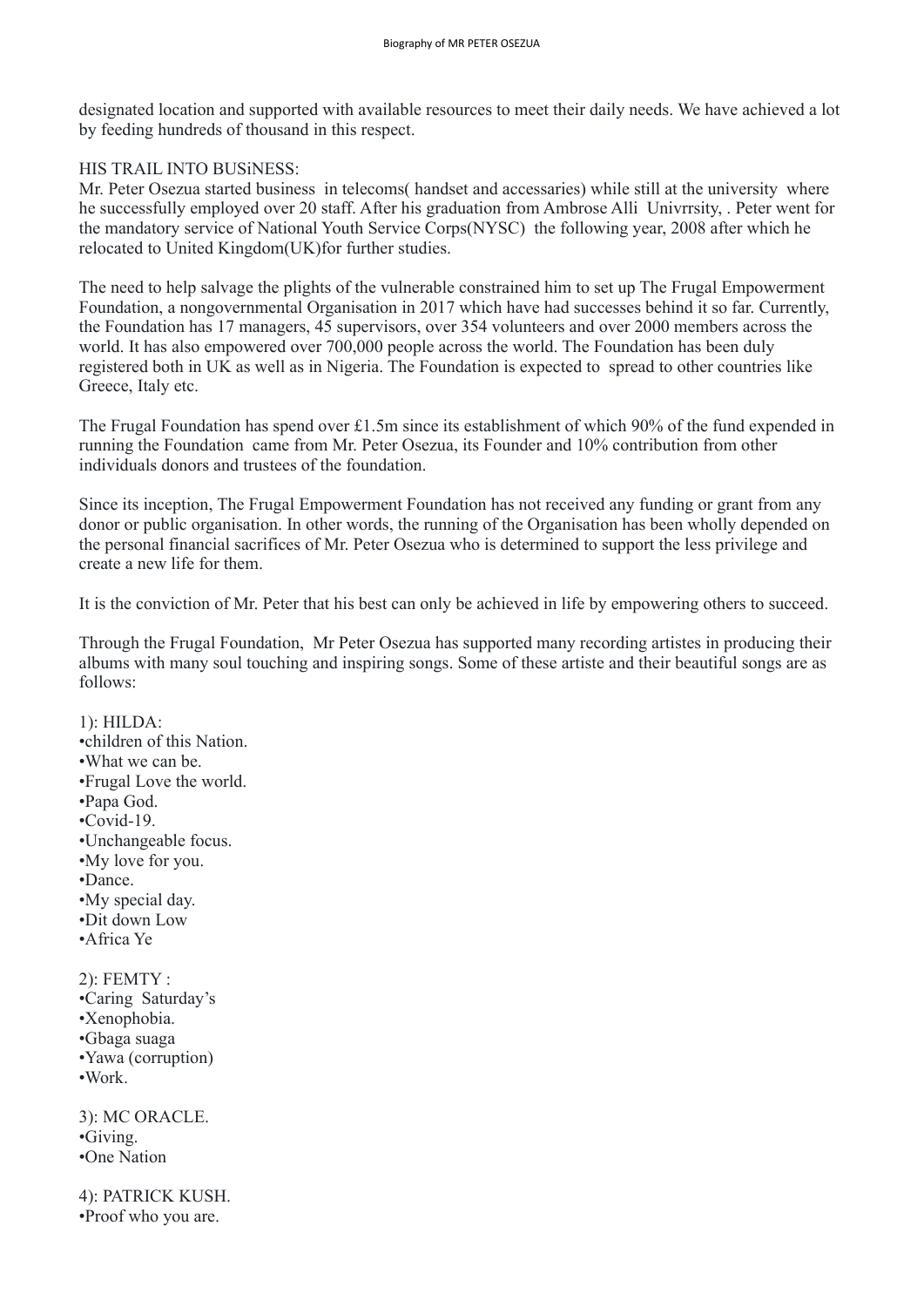designated location and supported with available resources to meet their daily needs. We have achieved a lot by feeding hundreds of thousand in this respect.

HIS TRAIL INTO BUSiNESS:
Mr. Peter Osezua started business in telecoms( handset and accessaries) while still at the university where he successfully employed over 20 staff. After his graduation from Ambrose Alli Univrrsity, . Peter went for the mandatory service of National Youth Service Corps(NYSC) the following year, 2008 after which he relocated to United Kingdom(UK)for further studies.

The need to help salvage the plights of the vulnerable constrained him to set up The Frugal Empowerment Foundation, a nongovernmental Organisation in 2017 which have had successes behind it so far. Currently, the Foundation has 17 managers, 45 supervisors, over 354 volunteers and over 2000 members across the world. It has also empowered over 700,000 people across the world. The Foundation has been duly registered both in UK as well as in Nigeria. The Foundation is expected to spread to other countries like Greece, Italy etc.

The Frugal Foundation has spend over £1.5m since its establishment of which 90% of the fund expended in running the Foundation came from Mr. Peter Osezua, its Founder and 10% contribution from other individuals donors and trustees of the foundation.

Since its inception, The Frugal Empowerment Foundation has not received any funding or grant from any donor or public organisation. In other words, the running of the Organisation has been wholly depended on the personal financial sacrifices of Mr. Peter Osezua who is determined to support the less privilege and create a new life for them.

It is the conviction of Mr. Peter that his best can only be achieved in life by empowering others to succeed.

Through the Frugal Foundation, Mr Peter Osezua has supported many recording artistes in producing their albums with many soul touching and inspiring songs. Some of these artiste and their beautiful songs are as follows:

1): HILDA:
- children of this Nation.
- What we can be.
- Frugal Love the world.
- Papa God.
- Covid-19.
- Unchangeable focus.
- My love for you.
- Dance.
- My special day.
- Dit down Low
- Africa Ye

2): FEMTY :
- Caring Saturday's
- Xenophobia.
- Gbaga suaga
- Yawa (corruption)
- Work.

3): MC ORACLE.
- Giving.
- One Nation

4): PATRICK KUSH.
- Proof who you are.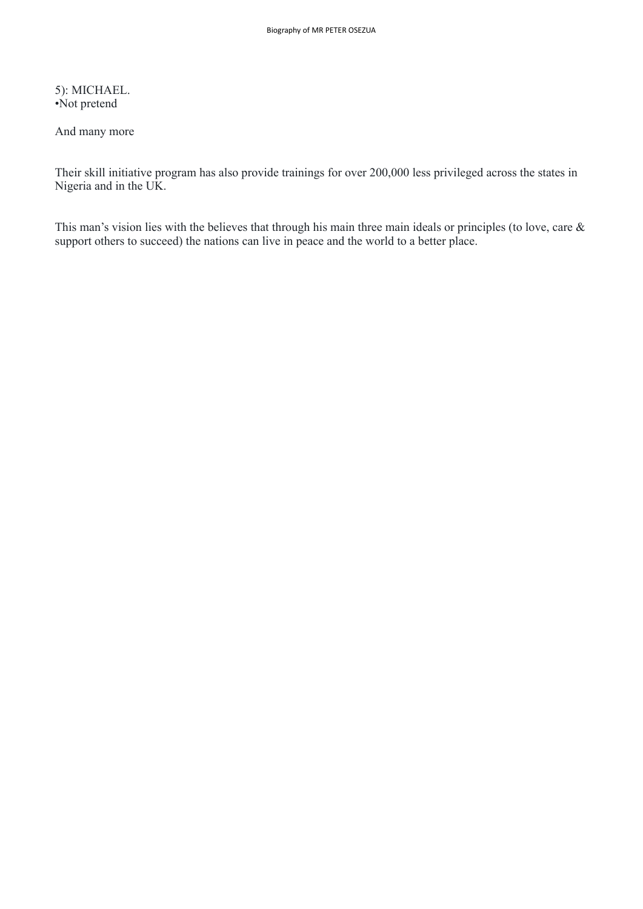5): MICHAEL.
•Not pretend

And many more

Their skill initiative program has also provide trainings for over 200,000 less privileged across the states in Nigeria and in the UK.

This man's vision lies with the believes that through his main three main ideals or principles (to love, care & support others to succeed) the nations can live in peace and the world to a better place.